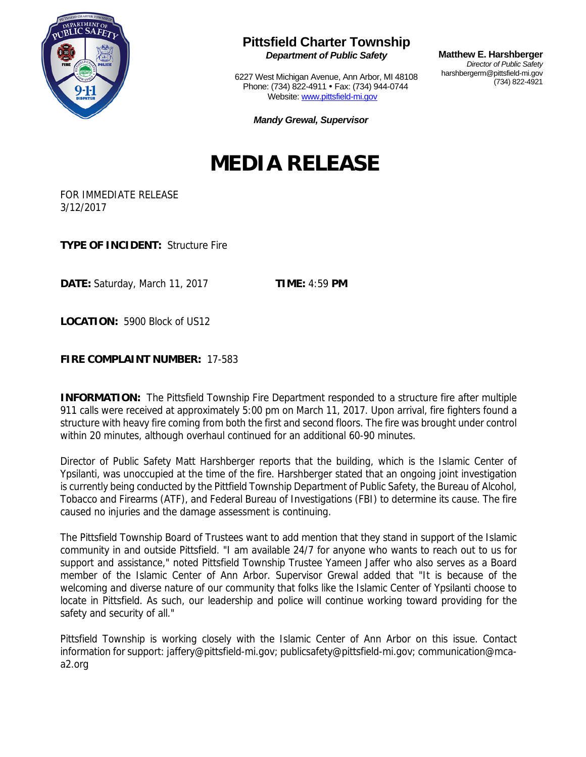# Pittsfield Charter Township

***Department of Public Safety***

6227 West Michigan Avenue, Ann Arbor, MI 48108
Phone: (734) 822-4911 • Fax: (734) 944-0744
Website: www.pittsfield-mi.gov

***Mandy Grewal, Supervisor***

**Matthew E. Harshberger**
*Director of Public Safety*
harshbergerm@pittsfield-mi.gov
(734) 822-4921

# MEDIA RELEASE

FOR IMMEDIATE RELEASE
3/12/2017

**TYPE OF INCIDENT:** Structure Fire

**DATE:** Saturday, March 11, 2017 **TIME:** 4:59 **PM**

**LOCATION:** 5900 Block of US12

**FIRE COMPLAINT NUMBER:** 17-583

**INFORMATION:** The Pittsfield Township Fire Department responded to a structure fire after multiple 911 calls were received at approximately 5:00 pm on March 11, 2017. Upon arrival, fire fighters found a structure with heavy fire coming from both the first and second floors. The fire was brought under control within 20 minutes, although overhaul continued for an additional 60-90 minutes.

Director of Public Safety Matt Harshberger reports that the building, which is the Islamic Center of Ypsilanti, was unoccupied at the time of the fire. Harshberger stated that an ongoing joint investigation is currently being conducted by the Pittfield Township Department of Public Safety, the Bureau of Alcohol, Tobacco and Firearms (ATF), and Federal Bureau of Investigations (FBI) to determine its cause. The fire caused no injuries and the damage assessment is continuing.

The Pittsfield Township Board of Trustees want to add mention that they stand in support of the Islamic community in and outside Pittsfield. "I am available 24/7 for anyone who wants to reach out to us for support and assistance," noted Pittsfield Township Trustee Yameen Jaffer who also serves as a Board member of the Islamic Center of Ann Arbor. Supervisor Grewal added that "It is because of the welcoming and diverse nature of our community that folks like the Islamic Center of Ypsilanti choose to locate in Pittsfield. As such, our leadership and police will continue working toward providing for the safety and security of all."

Pittsfield Township is working closely with the Islamic Center of Ann Arbor on this issue. Contact information for support: jaffery@pittsfield-mi.gov; publicsafety@pittsfield-mi.gov; communication@mca-a2.org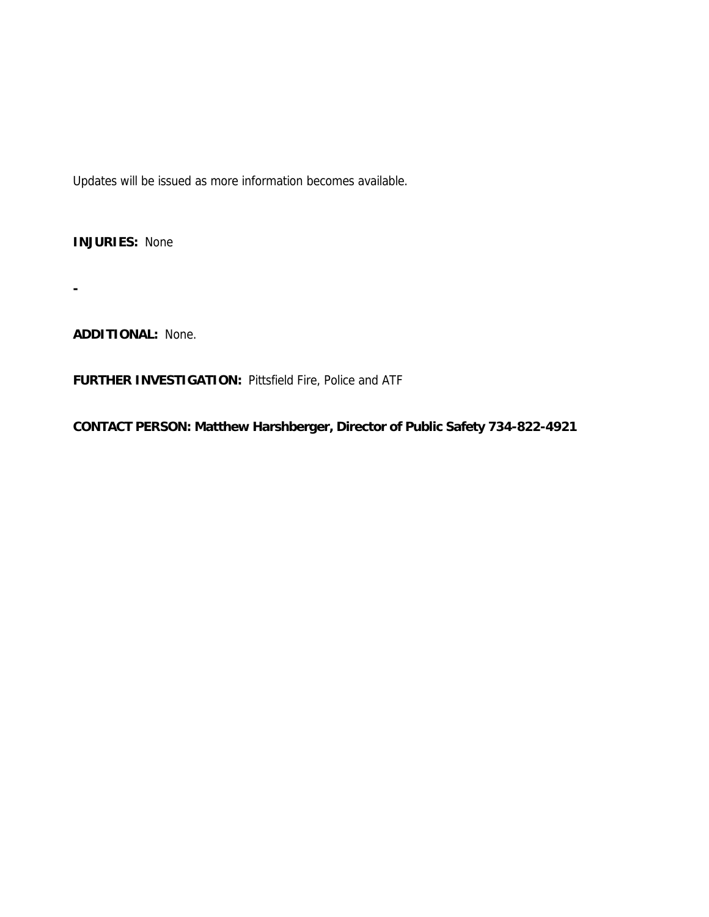Updates will be issued as more information becomes available.

**INJURIES:** None

**-**

**ADDITIONAL:** None.

**FURTHER INVESTIGATION:** Pittsfield Fire, Police and ATF

**CONTACT PERSON: Matthew Harshberger, Director of Public Safety 734-822-4921**